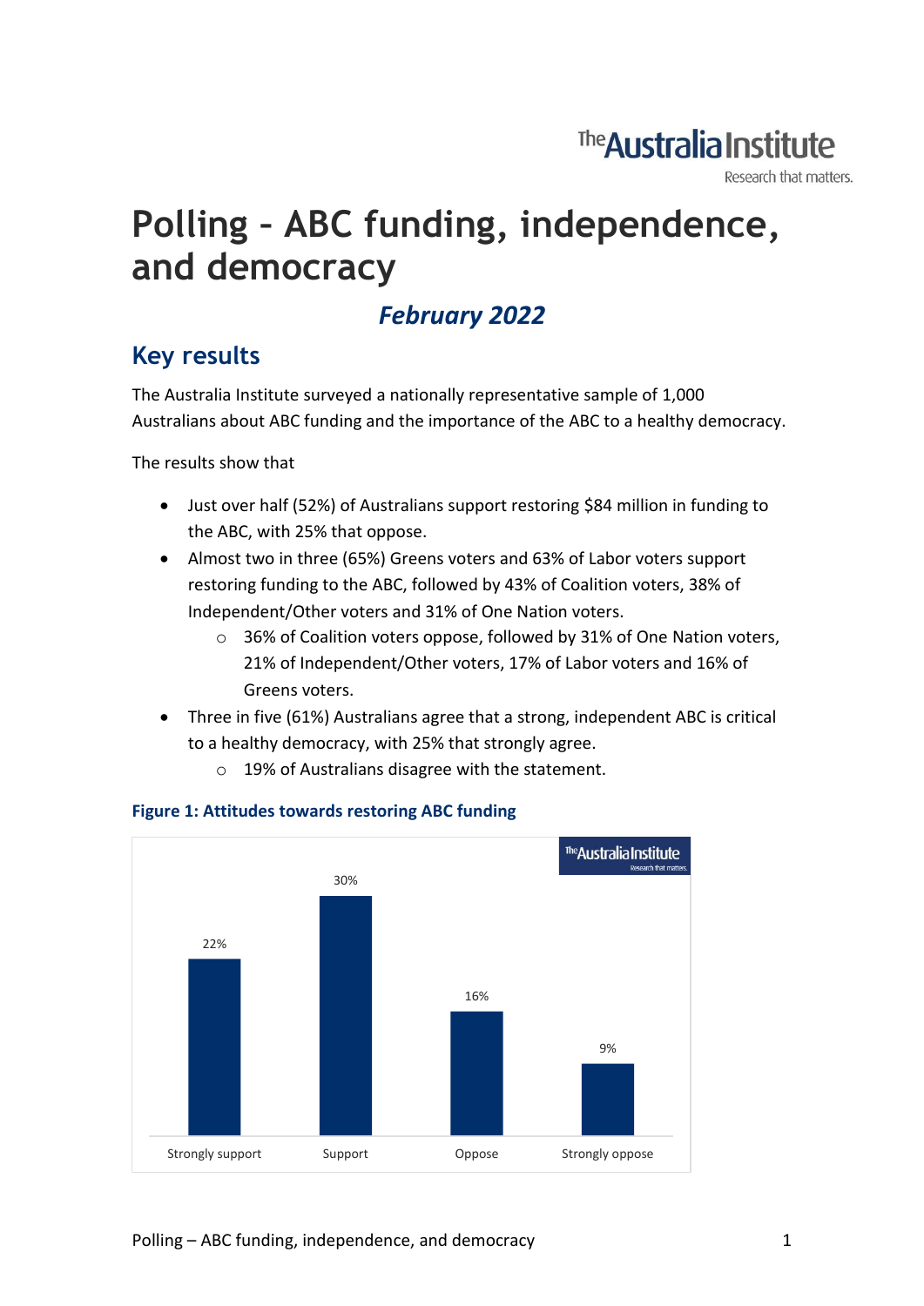# Polling – ABC funding, independence, and democracy

## *February 2022*

## Key results

The Australia Institute surveyed a nationally representative sample of 1,000 Australians about ABC funding and the importance of the ABC to a healthy democracy.

The results show that

- Just over half (52%) of Australians support restoring $84 million in funding to the ABC, with 25% that oppose.
- Almost two in three (65%) Greens voters and 63% of Labor voters support restoring funding to the ABC, followed by 43% of Coalition voters, 38% of Independent/Other voters and 31% of One Nation voters.
  - 36% of Coalition voters oppose, followed by 31% of One Nation voters, 21% of Independent/Other voters, 17% of Labor voters and 16% of Greens voters.
- Three in five (61%) Australians agree that a strong, independent ABC is critical to a healthy democracy, with 25% that strongly agree.
  - 19% of Australians disagree with the statement.

**Figure 1: Attitudes towards restoring ABC funding**

| Strongly support | Support | Oppose | Strongly oppose |
|---|---|---|---|
| 22% | 30% | 16% | 9% |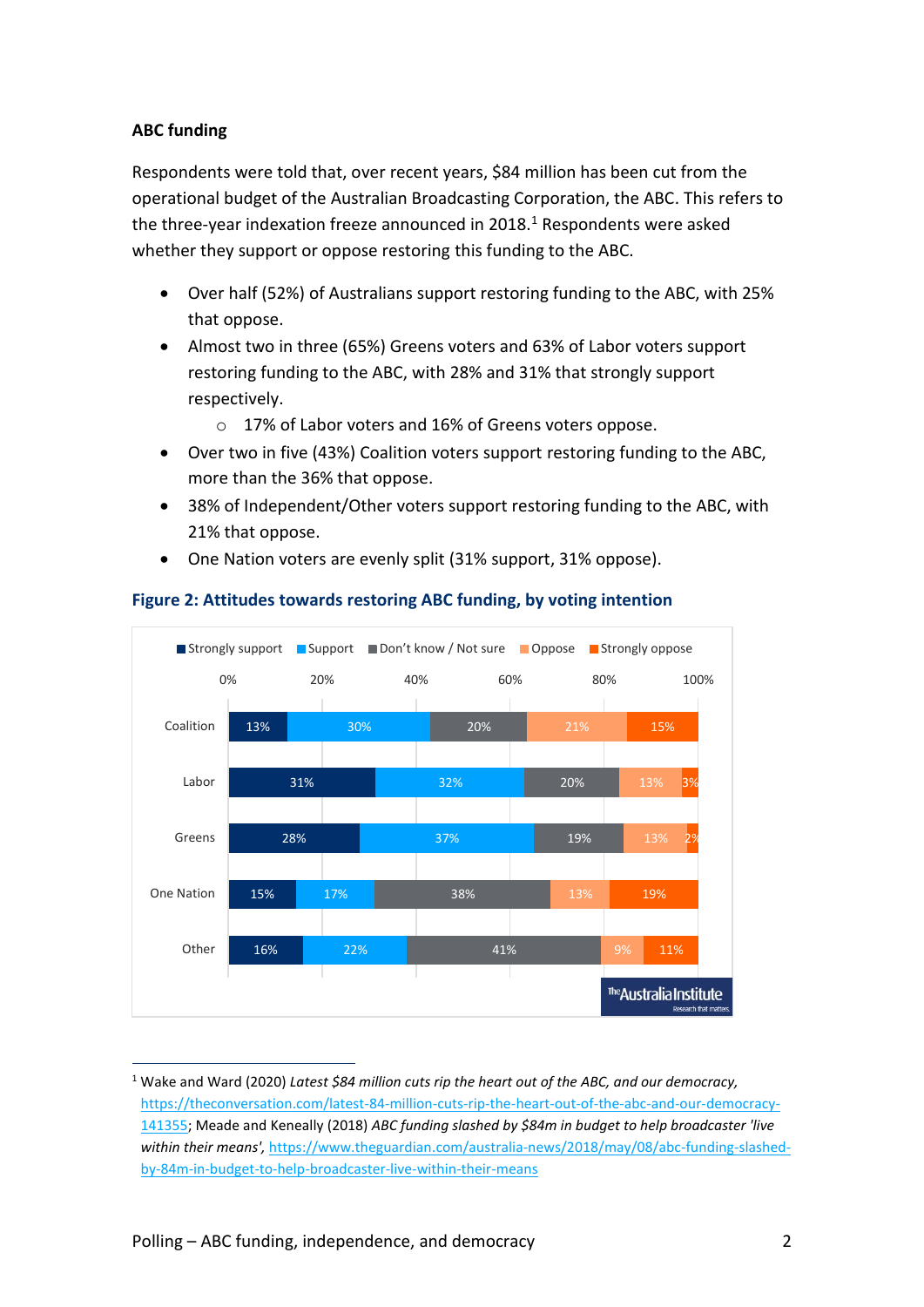**ABC funding**

Respondents were told that, over recent years, $84 million has been cut from the operational budget of the Australian Broadcasting Corporation, the ABC. This refers to the three-year indexation freeze announced in 2018.[1] Respondents were asked whether they support or oppose restoring this funding to the ABC.

- Over half (52%) of Australians support restoring funding to the ABC, with 25% that oppose.
- Almost two in three (65%) Greens voters and 63% of Labor voters support restoring funding to the ABC, with 28% and 31% that strongly support respectively.
  - 17% of Labor voters and 16% of Greens voters oppose.
- Over two in five (43%) Coalition voters support restoring funding to the ABC, more than the 36% that oppose.
- 38% of Independent/Other voters support restoring funding to the ABC, with 21% that oppose.
- One Nation voters are evenly split (31% support, 31% oppose).

**Figure 2: Attitudes towards restoring ABC funding, by voting intention**

| | Strongly support | Support | Don't know / Not sure | Oppose | Strongly oppose |
|---|---|---|---|---|---|
| Coalition | 13% | 30% | 20% | 21% | 15% |
| Labor | 31% | 32% | 20% | 13% | 3% |
| Greens | 28% | 37% | 19% | 13% | 2% |
| One Nation | 15% | 17% | 38% | 13% | 19% |
| Other | 16% | 22% | 41% | 9% | 11% |

---

[1] Wake and Ward (2020) *Latest $84 million cuts rip the heart out of the ABC, and our democracy*, https://theconversation.com/latest-84-million-cuts-rip-the-heart-out-of-the-abc-and-our-democracy-141355; Meade and Keneally (2018) *ABC funding slashed by $84m in budget to help broadcaster 'live within their means'*, https://www.theguardian.com/australia-news/2018/may/08/abc-funding-slashed-by-84m-in-budget-to-help-broadcaster-live-within-their-means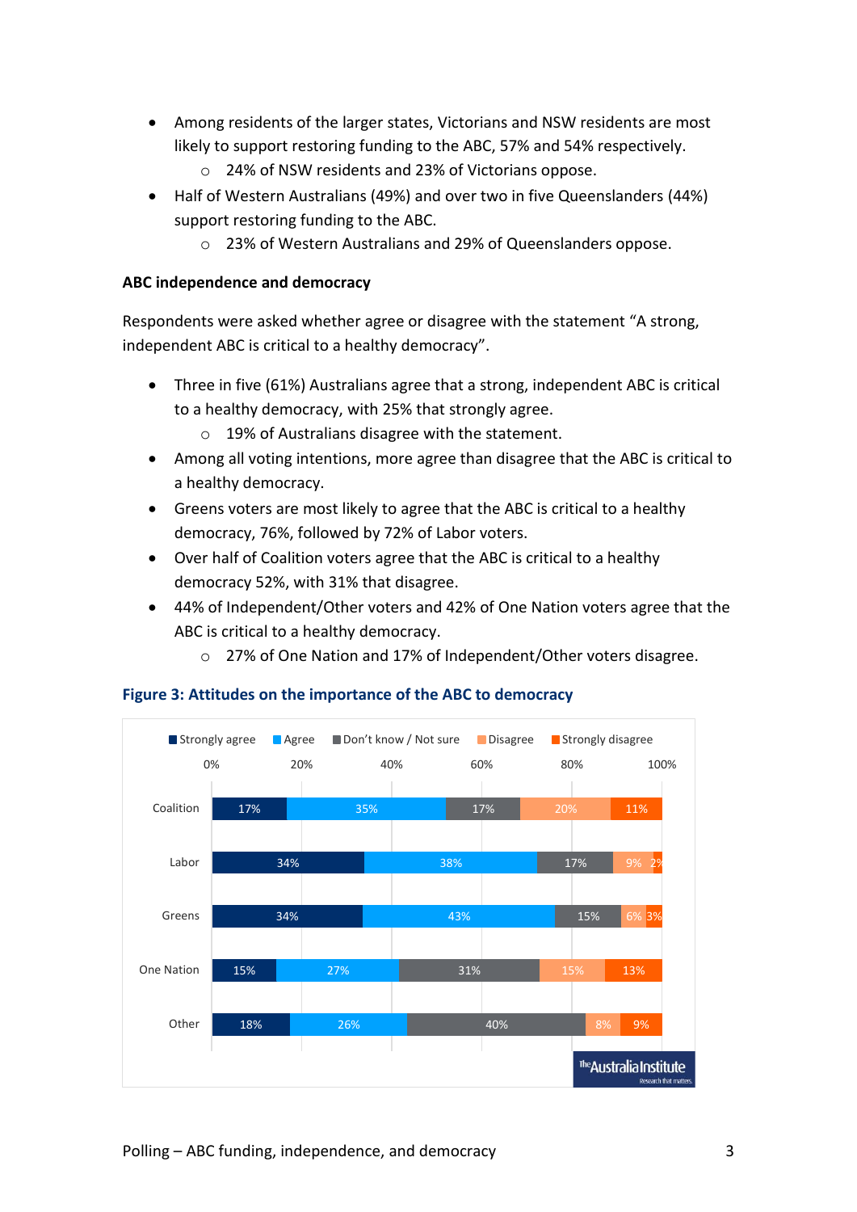- Among residents of the larger states, Victorians and NSW residents are most likely to support restoring funding to the ABC, 57% and 54% respectively.
  - 24% of NSW residents and 23% of Victorians oppose.
- Half of Western Australians (49%) and over two in five Queenslanders (44%) support restoring funding to the ABC.
  - 23% of Western Australians and 29% of Queenslanders oppose.

### ABC independence and democracy

Respondents were asked whether agree or disagree with the statement "A strong, independent ABC is critical to a healthy democracy".

- Three in five (61%) Australians agree that a strong, independent ABC is critical to a healthy democracy, with 25% that strongly agree.
  - 19% of Australians disagree with the statement.
- Among all voting intentions, more agree than disagree that the ABC is critical to a healthy democracy.
- Greens voters are most likely to agree that the ABC is critical to a healthy democracy, 76%, followed by 72% of Labor voters.
- Over half of Coalition voters agree that the ABC is critical to a healthy democracy 52%, with 31% that disagree.
- 44% of Independent/Other voters and 42% of One Nation voters agree that the ABC is critical to a healthy democracy.
  - 27% of One Nation and 17% of Independent/Other voters disagree.

**Figure 3: Attitudes on the importance of the ABC to democracy**

| | Strongly agree | Agree | Don't know / Not sure | Disagree | Strongly disagree |
|---|---|---|---|---|---|
| Coalition | 17% | 35% | 17% | 20% | 11% |
| Labor | 34% | 38% | 17% | 9% | 2% |
| Greens | 34% | 43% | 15% | 6% | 3% |
| One Nation | 15% | 27% | 31% | 15% | 13% |
| Other | 18% | 26% | 40% | 8% | 9% |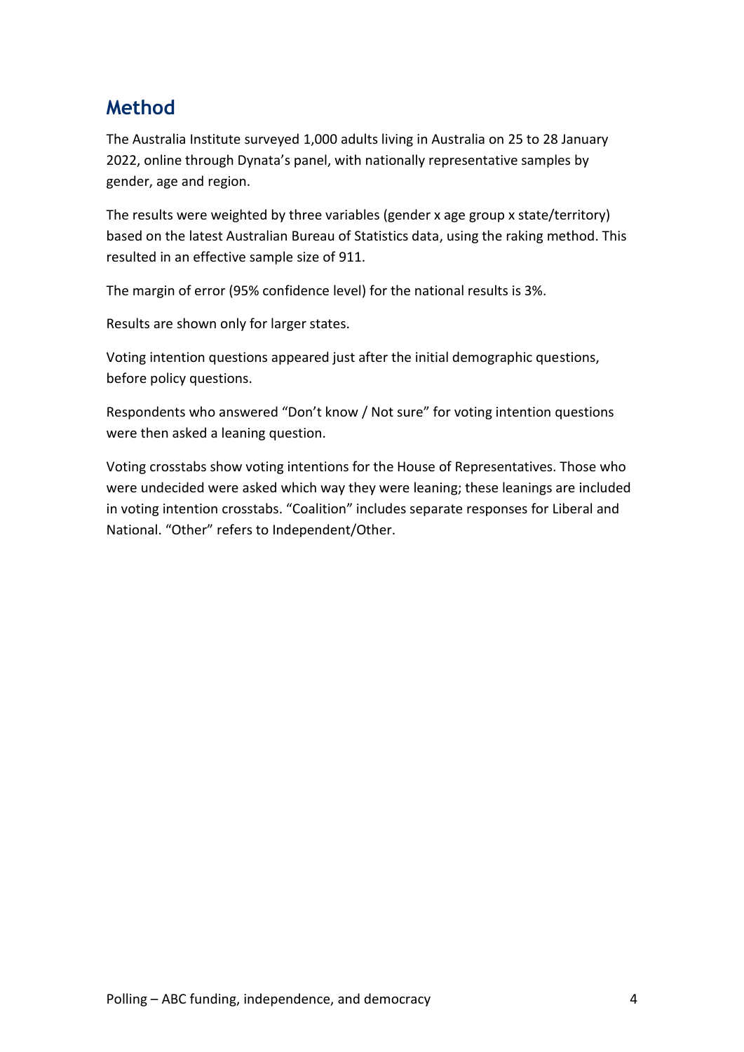## Method

The Australia Institute surveyed 1,000 adults living in Australia on 25 to 28 January 2022, online through Dynata's panel, with nationally representative samples by gender, age and region.

The results were weighted by three variables (gender x age group x state/territory) based on the latest Australian Bureau of Statistics data, using the raking method. This resulted in an effective sample size of 911.

The margin of error (95% confidence level) for the national results is 3%.

Results are shown only for larger states.

Voting intention questions appeared just after the initial demographic questions, before policy questions.

Respondents who answered "Don't know / Not sure" for voting intention questions were then asked a leaning question.

Voting crosstabs show voting intentions for the House of Representatives. Those who were undecided were asked which way they were leaning; these leanings are included in voting intention crosstabs. "Coalition" includes separate responses for Liberal and National. "Other" refers to Independent/Other.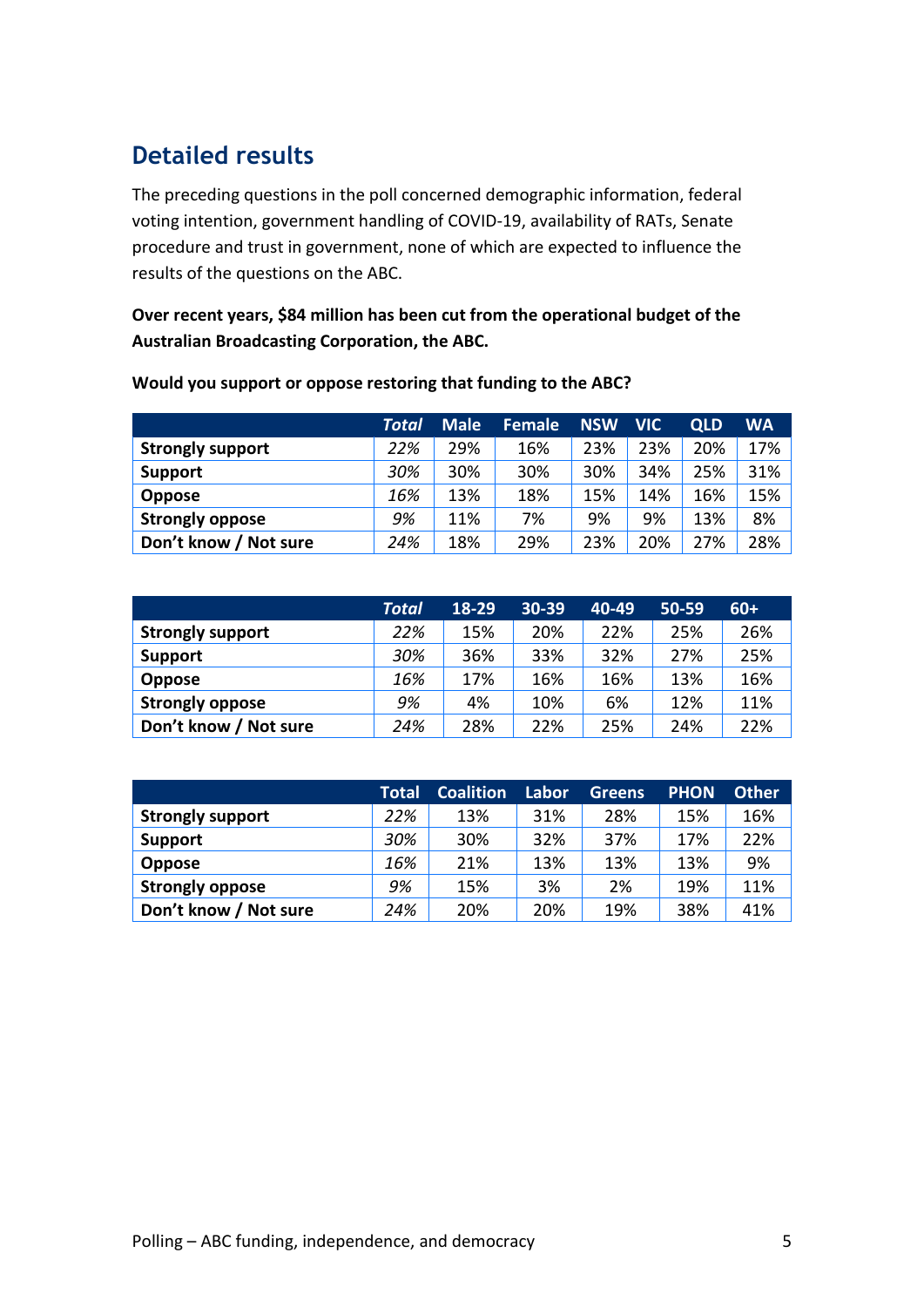## Detailed results

The preceding questions in the poll concerned demographic information, federal voting intention, government handling of COVID-19, availability of RATs, Senate procedure and trust in government, none of which are expected to influence the results of the questions on the ABC.

**Over recent years, $84 million has been cut from the operational budget of the Australian Broadcasting Corporation, the ABC.**

**Would you support or oppose restoring that funding to the ABC?**

| | *Total* | Male | Female | NSW | VIC | QLD | WA |
|---|---|---|---|---|---|---|---|
| **Strongly support** | *22%* | 29% | 16% | 23% | 23% | 20% | 17% |
| **Support** | *30%* | 30% | 30% | 30% | 34% | 25% | 31% |
| **Oppose** | *16%* | 13% | 18% | 15% | 14% | 16% | 15% |
| **Strongly oppose** | *9%* | 11% | 7% | 9% | 9% | 13% | 8% |
| **Don't know / Not sure** | *24%* | 18% | 29% | 23% | 20% | 27% | 28% |

| | *Total* | 18-29 | 30-39 | 40-49 | 50-59 | 60+ |
|---|---|---|---|---|---|---|
| **Strongly support** | *22%* | 15% | 20% | 22% | 25% | 26% |
| **Support** | *30%* | 36% | 33% | 32% | 27% | 25% |
| **Oppose** | *16%* | 17% | 16% | 16% | 13% | 16% |
| **Strongly oppose** | *9%* | 4% | 10% | 6% | 12% | 11% |
| **Don't know / Not sure** | *24%* | 28% | 22% | 25% | 24% | 22% |

| | Total | Coalition | Labor | Greens | PHON | Other |
|---|---|---|---|---|---|---|
| **Strongly support** | *22%* | 13% | 31% | 28% | 15% | 16% |
| **Support** | *30%* | 30% | 32% | 37% | 17% | 22% |
| **Oppose** | *16%* | 21% | 13% | 13% | 13% | 9% |
| **Strongly oppose** | *9%* | 15% | 3% | 2% | 19% | 11% |
| **Don't know / Not sure** | *24%* | 20% | 20% | 19% | 38% | 41% |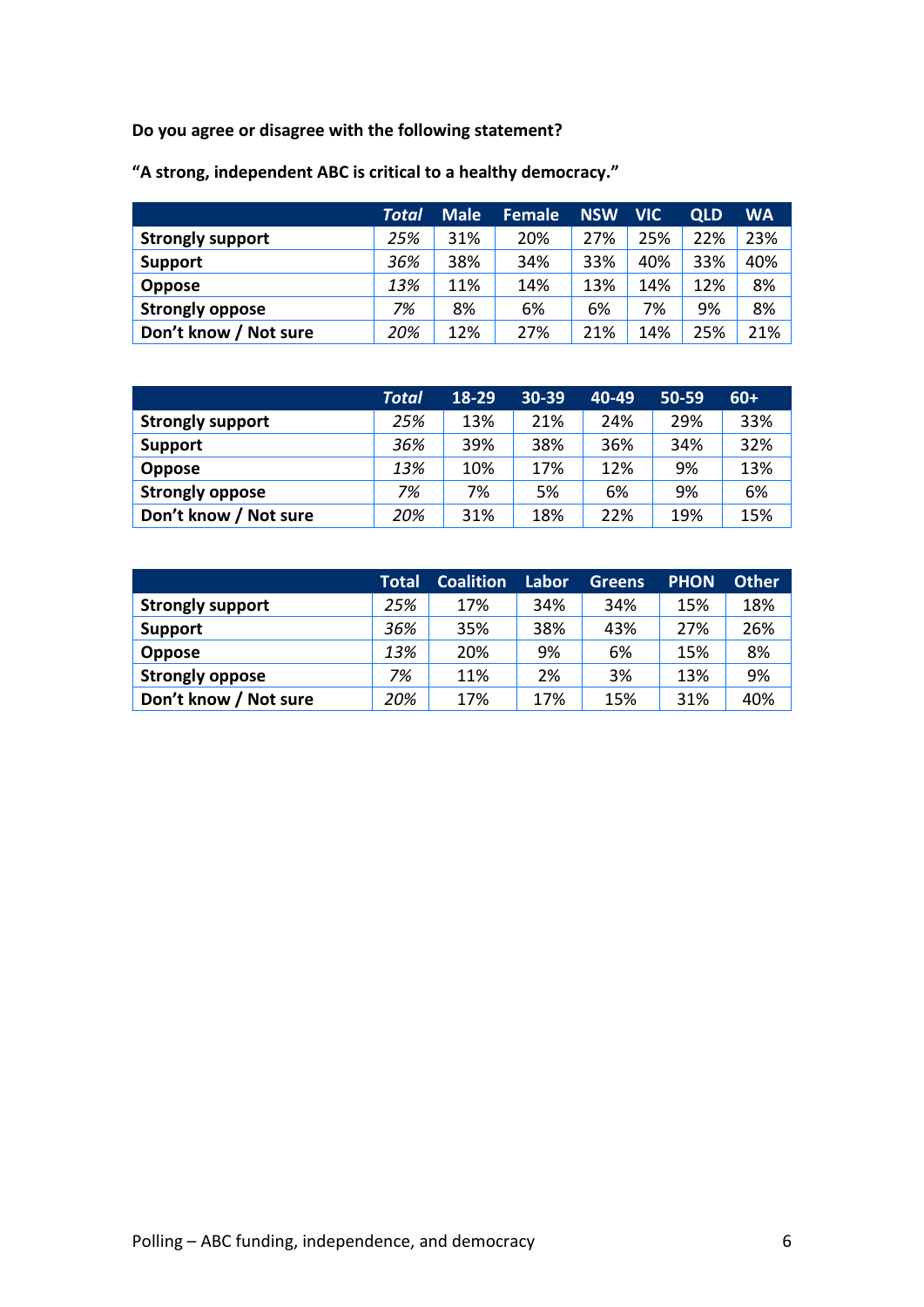**Do you agree or disagree with the following statement?**

**"A strong, independent ABC is critical to a healthy democracy."**

| | *Total* | Male | Female | NSW | VIC | QLD | WA |
|---|---|---|---|---|---|---|---|
| **Strongly support** | *25%* | 31% | 20% | 27% | 25% | 22% | 23% |
| **Support** | *36%* | 38% | 34% | 33% | 40% | 33% | 40% |
| **Oppose** | *13%* | 11% | 14% | 13% | 14% | 12% | 8% |
| **Strongly oppose** | *7%* | 8% | 6% | 6% | 7% | 9% | 8% |
| **Don't know / Not sure** | *20%* | 12% | 27% | 21% | 14% | 25% | 21% |

| | *Total* | 18-29 | 30-39 | 40-49 | 50-59 | 60+ |
|---|---|---|---|---|---|---|
| **Strongly support** | *25%* | 13% | 21% | 24% | 29% | 33% |
| **Support** | *36%* | 39% | 38% | 36% | 34% | 32% |
| **Oppose** | *13%* | 10% | 17% | 12% | 9% | 13% |
| **Strongly oppose** | *7%* | 7% | 5% | 6% | 9% | 6% |
| **Don't know / Not sure** | *20%* | 31% | 18% | 22% | 19% | 15% |

| | Total | Coalition | Labor | Greens | PHON | Other |
|---|---|---|---|---|---|---|
| **Strongly support** | *25%* | 17% | 34% | 34% | 15% | 18% |
| **Support** | *36%* | 35% | 38% | 43% | 27% | 26% |
| **Oppose** | *13%* | 20% | 9% | 6% | 15% | 8% |
| **Strongly oppose** | *7%* | 11% | 2% | 3% | 13% | 9% |
| **Don't know / Not sure** | *20%* | 17% | 17% | 15% | 31% | 40% |